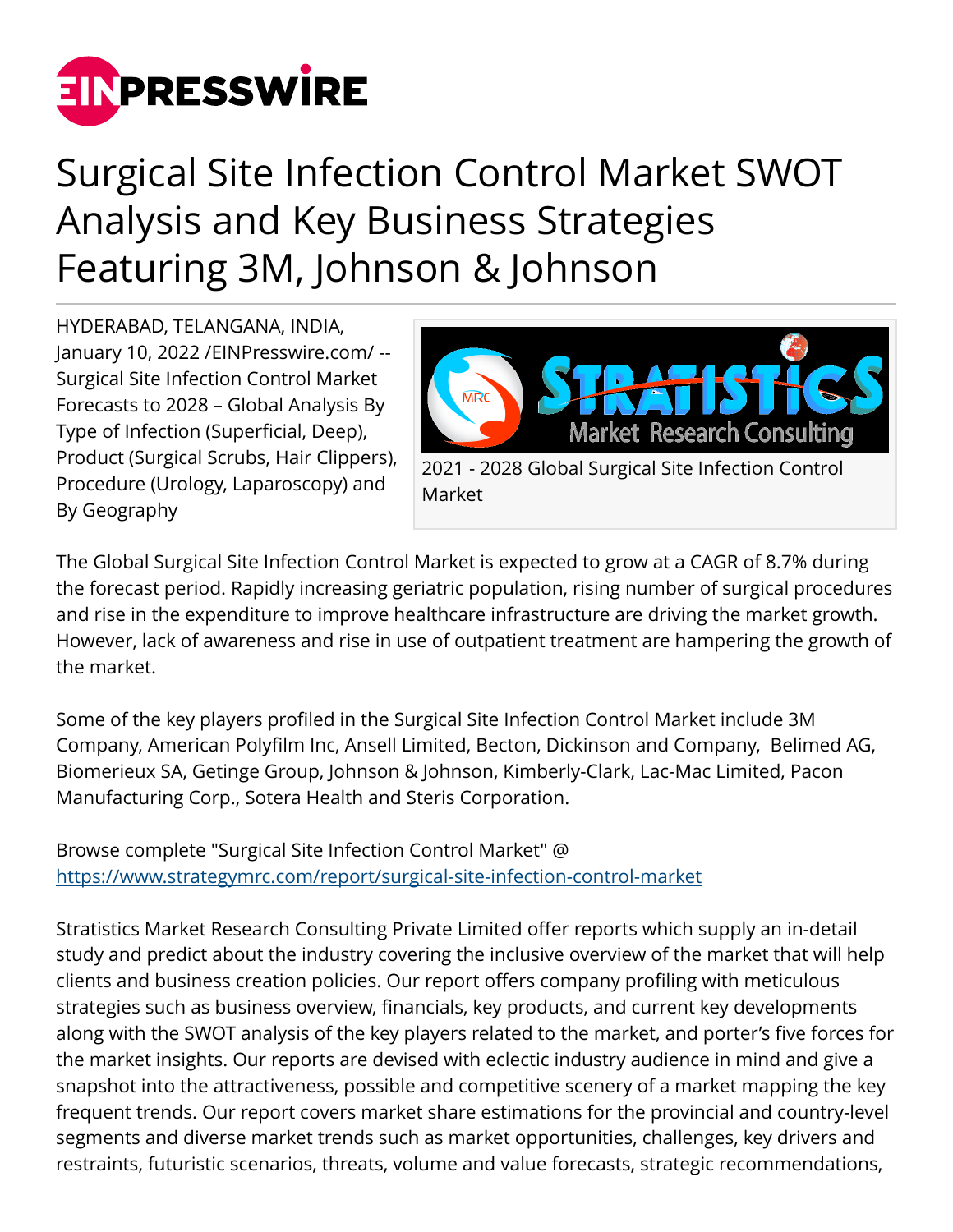# Surgical Site Infection Control Market SWOT Analysis and Key Business Strategies Featuring 3M, Johnson & Johnson

HYDERABAD, TELANGANA, INDIA, January 10, 2022 /EINPresswire.com/ -- Surgical Site Infection Control Market Forecasts to 2028 – Global Analysis By Type of Infection (Superficial, Deep), Product (Surgical Scrubs, Hair Clippers), Procedure (Urology, Laparoscopy) and By Geography

2021 - 2028 Global Surgical Site Infection Control Market

The Global Surgical Site Infection Control Market is expected to grow at a CAGR of 8.7% during the forecast period. Rapidly increasing geriatric population, rising number of surgical procedures and rise in the expenditure to improve healthcare infrastructure are driving the market growth. However, lack of awareness and rise in use of outpatient treatment are hampering the growth of the market.

Some of the key players profiled in the Surgical Site Infection Control Market include 3M Company, American Polyfilm Inc, Ansell Limited, Becton, Dickinson and Company, Belimed AG, Biomerieux SA, Getinge Group, Johnson & Johnson, Kimberly-Clark, Lac-Mac Limited, Pacon Manufacturing Corp., Sotera Health and Steris Corporation.

Browse complete "Surgical Site Infection Control Market" @ https://www.strategymrc.com/report/surgical-site-infection-control-market

Stratistics Market Research Consulting Private Limited offer reports which supply an in-detail study and predict about the industry covering the inclusive overview of the market that will help clients and business creation policies. Our report offers company profiling with meticulous strategies such as business overview, financials, key products, and current key developments along with the SWOT analysis of the key players related to the market, and porter's five forces for the market insights. Our reports are devised with eclectic industry audience in mind and give a snapshot into the attractiveness, possible and competitive scenery of a market mapping the key frequent trends. Our report covers market share estimations for the provincial and country-level segments and diverse market trends such as market opportunities, challenges, key drivers and restraints, futuristic scenarios, threats, volume and value forecasts, strategic recommendations,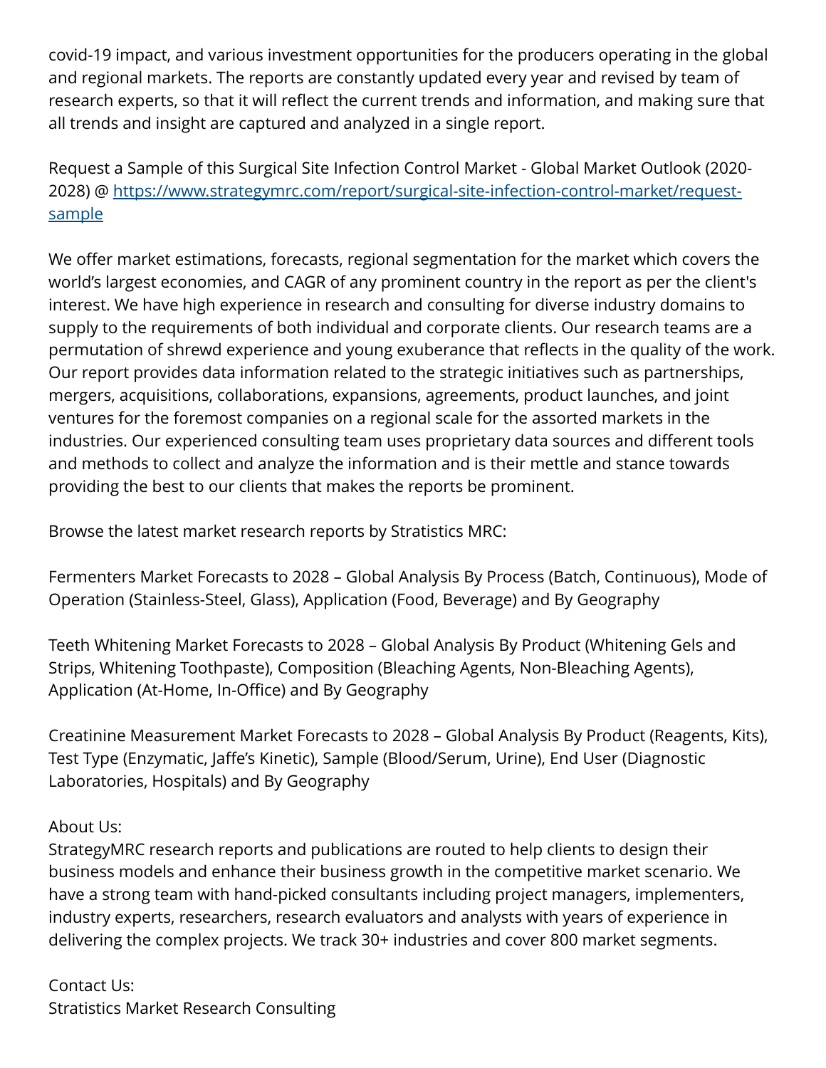covid-19 impact, and various investment opportunities for the producers operating in the global and regional markets. The reports are constantly updated every year and revised by team of research experts, so that it will reflect the current trends and information, and making sure that all trends and insight are captured and analyzed in a single report.

Request a Sample of this Surgical Site Infection Control Market - Global Market Outlook (2020-2028) @ [https://www.strategymrc.com/report/surgical-site-infection-control-market/request-sample](https://www.strategymrc.com/report/surgical-site-infection-control-market/request-sample)

We offer market estimations, forecasts, regional segmentation for the market which covers the world's largest economies, and CAGR of any prominent country in the report as per the client's interest. We have high experience in research and consulting for diverse industry domains to supply to the requirements of both individual and corporate clients. Our research teams are a permutation of shrewd experience and young exuberance that reflects in the quality of the work. Our report provides data information related to the strategic initiatives such as partnerships, mergers, acquisitions, collaborations, expansions, agreements, product launches, and joint ventures for the foremost companies on a regional scale for the assorted markets in the industries. Our experienced consulting team uses proprietary data sources and different tools and methods to collect and analyze the information and is their mettle and stance towards providing the best to our clients that makes the reports be prominent.

Browse the latest market research reports by Stratistics MRC:

Fermenters Market Forecasts to 2028 – Global Analysis By Process (Batch, Continuous), Mode of Operation (Stainless-Steel, Glass), Application (Food, Beverage) and By Geography

Teeth Whitening Market Forecasts to 2028 – Global Analysis By Product (Whitening Gels and Strips, Whitening Toothpaste), Composition (Bleaching Agents, Non-Bleaching Agents), Application (At-Home, In-Office) and By Geography

Creatinine Measurement Market Forecasts to 2028 – Global Analysis By Product (Reagents, Kits), Test Type (Enzymatic, Jaffe's Kinetic), Sample (Blood/Serum, Urine), End User (Diagnostic Laboratories, Hospitals) and By Geography

About Us:
StrategyMRC research reports and publications are routed to help clients to design their business models and enhance their business growth in the competitive market scenario. We have a strong team with hand-picked consultants including project managers, implementers, industry experts, researchers, research evaluators and analysts with years of experience in delivering the complex projects. We track 30+ industries and cover 800 market segments.

Contact Us:
Stratistics Market Research Consulting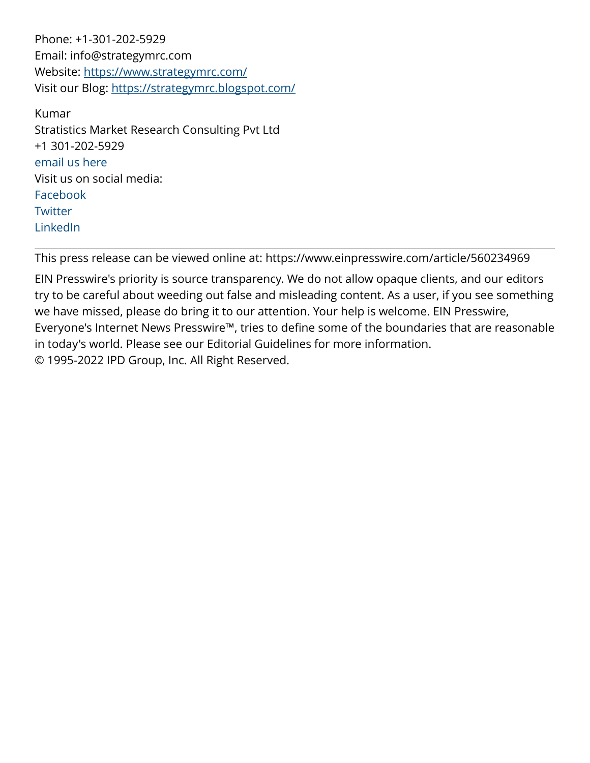Phone: +1-301-202-5929
Email: info@strategymrc.com
Website: https://www.strategymrc.com/
Visit our Blog: https://strategymrc.blogspot.com/

Kumar
Stratistics Market Research Consulting Pvt Ltd
+1 301-202-5929
email us here
Visit us on social media:
Facebook
Twitter
LinkedIn

---

This press release can be viewed online at: https://www.einpresswire.com/article/560234969

EIN Presswire's priority is source transparency. We do not allow opaque clients, and our editors try to be careful about weeding out false and misleading content. As a user, if you see something we have missed, please do bring it to our attention. Your help is welcome. EIN Presswire, Everyone's Internet News Presswire™, tries to define some of the boundaries that are reasonable in today's world. Please see our Editorial Guidelines for more information.
© 1995-2022 IPD Group, Inc. All Right Reserved.